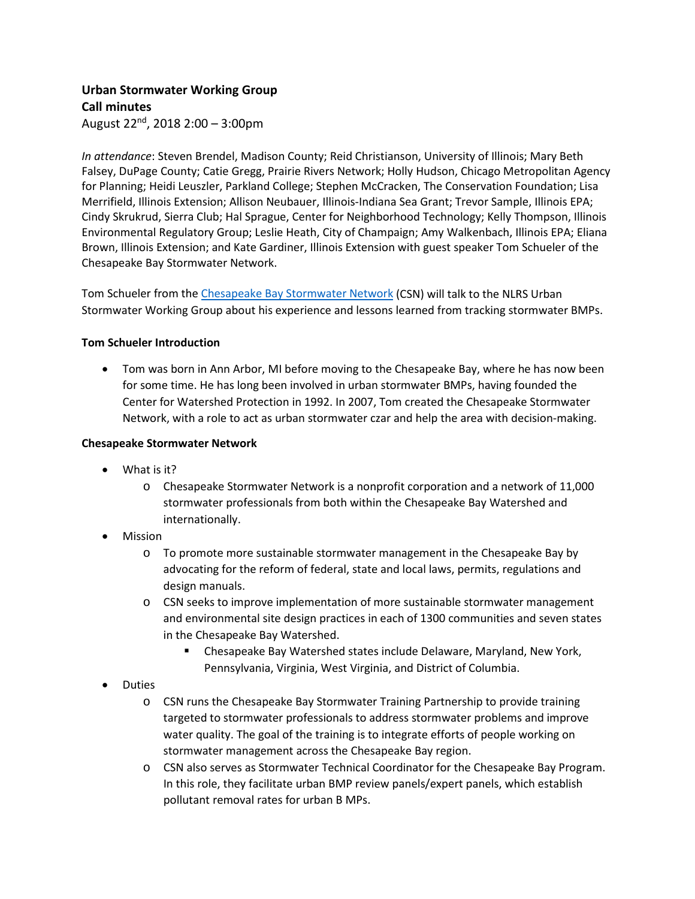**Urban Stormwater Working Group**
**Call minutes**
August 22nd, 2018 2:00 – 3:00pm

*In attendance*: Steven Brendel, Madison County; Reid Christianson, University of Illinois; Mary Beth Falsey, DuPage County; Catie Gregg, Prairie Rivers Network; Holly Hudson, Chicago Metropolitan Agency for Planning; Heidi Leuszler, Parkland College; Stephen McCracken, The Conservation Foundation; Lisa Merrifield, Illinois Extension; Allison Neubauer, Illinois-Indiana Sea Grant; Trevor Sample, Illinois EPA; Cindy Skrukrud, Sierra Club; Hal Sprague, Center for Neighborhood Technology; Kelly Thompson, Illinois Environmental Regulatory Group; Leslie Heath, City of Champaign; Amy Walkenbach, Illinois EPA; Eliana Brown, Illinois Extension; and Kate Gardiner, Illinois Extension with guest speaker Tom Schueler of the Chesapeake Bay Stormwater Network.

Tom Schueler from the Chesapeake Bay Stormwater Network (CSN) will talk to the NLRS Urban Stormwater Working Group about his experience and lessons learned from tracking stormwater BMPs.

**Tom Schueler Introduction**

- Tom was born in Ann Arbor, MI before moving to the Chesapeake Bay, where he has now been for some time. He has long been involved in urban stormwater BMPs, having founded the Center for Watershed Protection in 1992. In 2007, Tom created the Chesapeake Stormwater Network, with a role to act as urban stormwater czar and help the area with decision-making.

**Chesapeake Stormwater Network**

- What is it?
  - Chesapeake Stormwater Network is a nonprofit corporation and a network of 11,000 stormwater professionals from both within the Chesapeake Bay Watershed and internationally.
- Mission
  - To promote more sustainable stormwater management in the Chesapeake Bay by advocating for the reform of federal, state and local laws, permits, regulations and design manuals.
  - CSN seeks to improve implementation of more sustainable stormwater management and environmental site design practices in each of 1300 communities and seven states in the Chesapeake Bay Watershed.
    - Chesapeake Bay Watershed states include Delaware, Maryland, New York, Pennsylvania, Virginia, West Virginia, and District of Columbia.
- Duties
  - CSN runs the Chesapeake Bay Stormwater Training Partnership to provide training targeted to stormwater professionals to address stormwater problems and improve water quality. The goal of the training is to integrate efforts of people working on stormwater management across the Chesapeake Bay region.
  - CSN also serves as Stormwater Technical Coordinator for the Chesapeake Bay Program. In this role, they facilitate urban BMP review panels/expert panels, which establish pollutant removal rates for urban B MPs.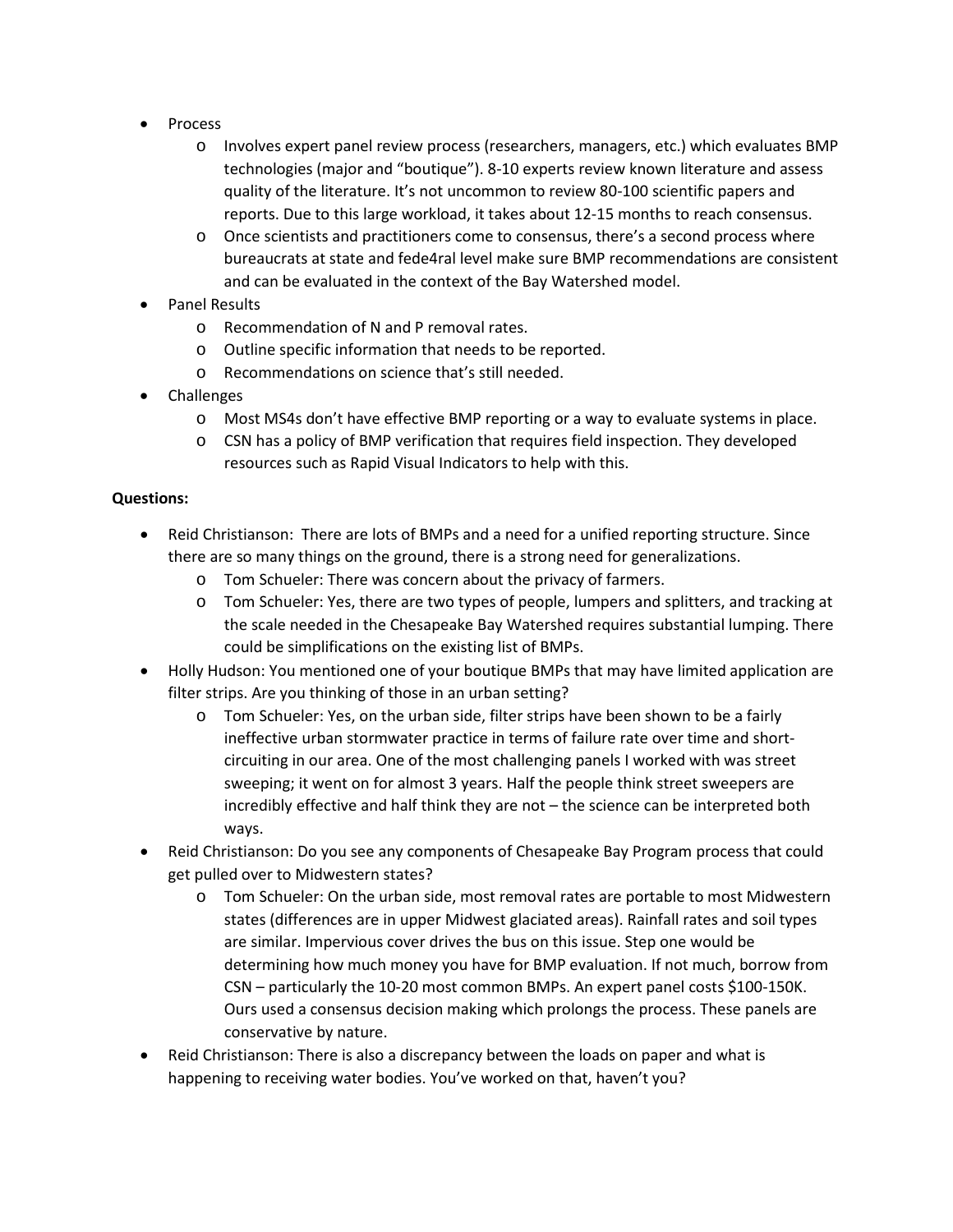- Process
  - Involves expert panel review process (researchers, managers, etc.) which evaluates BMP technologies (major and "boutique"). 8-10 experts review known literature and assess quality of the literature. It's not uncommon to review 80-100 scientific papers and reports. Due to this large workload, it takes about 12-15 months to reach consensus.
  - Once scientists and practitioners come to consensus, there's a second process where bureaucrats at state and fede4ral level make sure BMP recommendations are consistent and can be evaluated in the context of the Bay Watershed model.
- Panel Results
  - Recommendation of N and P removal rates.
  - Outline specific information that needs to be reported.
  - Recommendations on science that's still needed.
- Challenges
  - Most MS4s don't have effective BMP reporting or a way to evaluate systems in place.
  - CSN has a policy of BMP verification that requires field inspection. They developed resources such as Rapid Visual Indicators to help with this.

**Questions:**

- Reid Christianson: There are lots of BMPs and a need for a unified reporting structure. Since there are so many things on the ground, there is a strong need for generalizations.
  - Tom Schueler: There was concern about the privacy of farmers.
  - Tom Schueler: Yes, there are two types of people, lumpers and splitters, and tracking at the scale needed in the Chesapeake Bay Watershed requires substantial lumping. There could be simplifications on the existing list of BMPs.
- Holly Hudson: You mentioned one of your boutique BMPs that may have limited application are filter strips. Are you thinking of those in an urban setting?
  - Tom Schueler: Yes, on the urban side, filter strips have been shown to be a fairly ineffective urban stormwater practice in terms of failure rate over time and short-circuiting in our area. One of the most challenging panels I worked with was street sweeping; it went on for almost 3 years. Half the people think street sweepers are incredibly effective and half think they are not – the science can be interpreted both ways.
- Reid Christianson: Do you see any components of Chesapeake Bay Program process that could get pulled over to Midwestern states?
  - Tom Schueler: On the urban side, most removal rates are portable to most Midwestern states (differences are in upper Midwest glaciated areas). Rainfall rates and soil types are similar. Impervious cover drives the bus on this issue. Step one would be determining how much money you have for BMP evaluation. If not much, borrow from CSN – particularly the 10-20 most common BMPs. An expert panel costs $100-150K. Ours used a consensus decision making which prolongs the process. These panels are conservative by nature.
- Reid Christianson: There is also a discrepancy between the loads on paper and what is happening to receiving water bodies. You've worked on that, haven't you?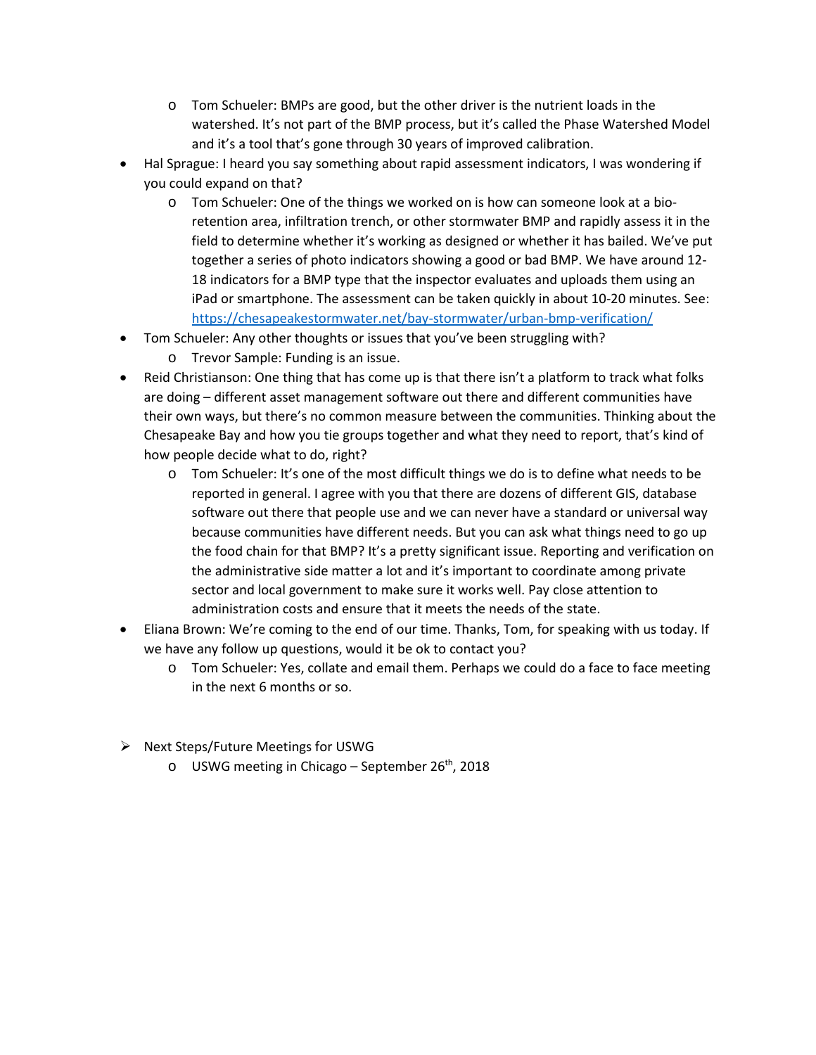- Tom Schueler: BMPs are good, but the other driver is the nutrient loads in the watershed. It's not part of the BMP process, but it's called the Phase Watershed Model and it's a tool that's gone through 30 years of improved calibration.
- Hal Sprague: I heard you say something about rapid assessment indicators, I was wondering if you could expand on that?
    - Tom Schueler: One of the things we worked on is how can someone look at a bio-retention area, infiltration trench, or other stormwater BMP and rapidly assess it in the field to determine whether it's working as designed or whether it has bailed. We've put together a series of photo indicators showing a good or bad BMP. We have around 12-18 indicators for a BMP type that the inspector evaluates and uploads them using an iPad or smartphone. The assessment can be taken quickly in about 10-20 minutes. See: https://chesapeakestormwater.net/bay-stormwater/urban-bmp-verification/
- Tom Schueler: Any other thoughts or issues that you've been struggling with?
    - Trevor Sample: Funding is an issue.
- Reid Christianson: One thing that has come up is that there isn't a platform to track what folks are doing – different asset management software out there and different communities have their own ways, but there's no common measure between the communities. Thinking about the Chesapeake Bay and how you tie groups together and what they need to report, that's kind of how people decide what to do, right?
    - Tom Schueler: It's one of the most difficult things we do is to define what needs to be reported in general. I agree with you that there are dozens of different GIS, database software out there that people use and we can never have a standard or universal way because communities have different needs. But you can ask what things need to go up the food chain for that BMP? It's a pretty significant issue. Reporting and verification on the administrative side matter a lot and it's important to coordinate among private sector and local government to make sure it works well. Pay close attention to administration costs and ensure that it meets the needs of the state.
- Eliana Brown: We're coming to the end of our time. Thanks, Tom, for speaking with us today. If we have any follow up questions, would it be ok to contact you?
    - Tom Schueler: Yes, collate and email them. Perhaps we could do a face to face meeting in the next 6 months or so.

- Next Steps/Future Meetings for USWG
    - USWG meeting in Chicago – September 26th, 2018